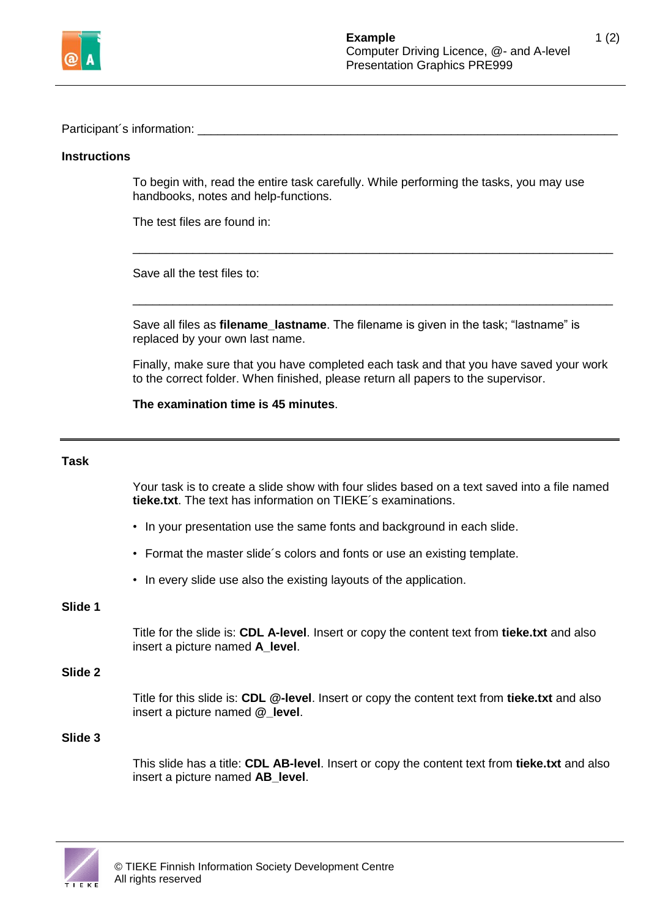Participant´s information: ___________________________________________________________

## Instructions

To begin with, read the entire task carefully. While performing the tasks, you may use handbooks, notes and help-functions.

The test files are found in:

_______________________________________________________________________

Save all the test files to:

_______________________________________________________________________

Save all files as **filename_lastname**. The filename is given in the task; “lastname” is replaced by your own last name.

Finally, make sure that you have completed each task and that you have saved your work to the correct folder. When finished, please return all papers to the supervisor.

**The examination time is 45 minutes**.

---

## Task

Your task is to create a slide show with four slides based on a text saved into a file named **tieke.txt**. The text has information on TIEKE´s examinations.

- In your presentation use the same fonts and background in each slide.
- Format the master slide´s colors and fonts or use an existing template.
- In every slide use also the existing layouts of the application.

### Slide 1

Title for the slide is: **CDL A-level**. Insert or copy the content text from **tieke.txt** and also insert a picture named **A_level**.

### Slide 2

Title for this slide is: **CDL @-level**. Insert or copy the content text from **tieke.txt** and also insert a picture named **@_level**.

### Slide 3

This slide has a title: **CDL AB-level**. Insert or copy the content text from **tieke.txt** and also insert a picture named **AB_level**.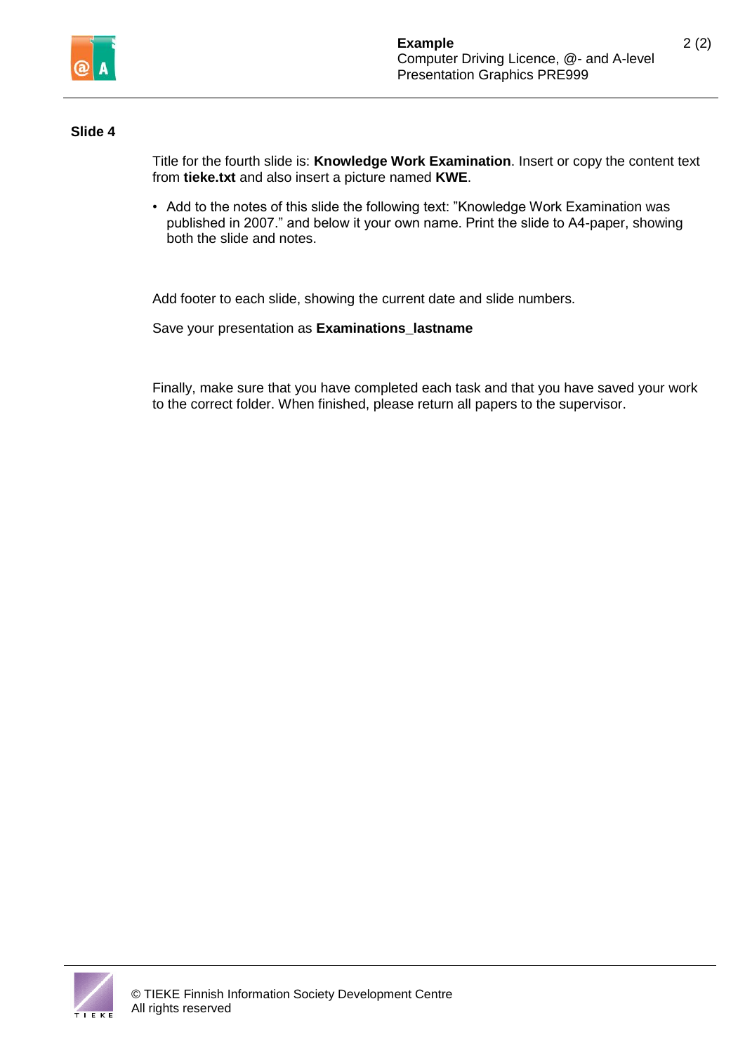**Slide 4**

Title for the fourth slide is: **Knowledge Work Examination**. Insert or copy the content text from **tieke.txt** and also insert a picture named **KWE**.

- Add to the notes of this slide the following text: ”Knowledge Work Examination was published in 2007.” and below it your own name. Print the slide to A4-paper, showing both the slide and notes.

Add footer to each slide, showing the current date and slide numbers.

Save your presentation as **Examinations_lastname**

Finally, make sure that you have completed each task and that you have saved your work to the correct folder. When finished, please return all papers to the supervisor.